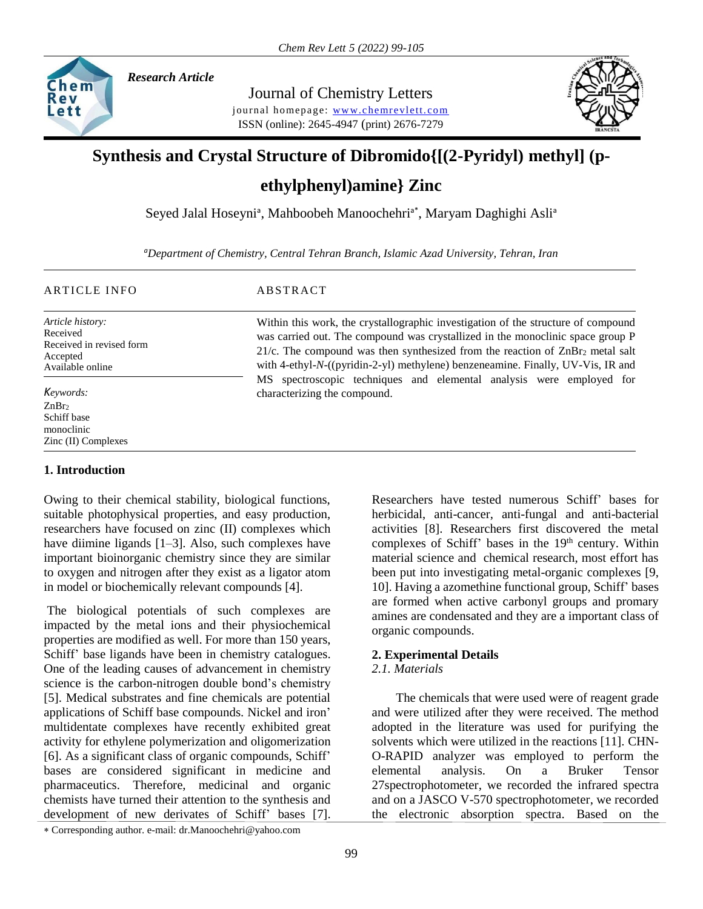*Research Article*

Journal of Chemistry Letters

journal homepage: www.chemrevlett.com

ISSN (online): 2645-4947 (print) 2676-7279

# Synthesis and Crystal Structure of Dibromido{[(2-Pyridyl) methyl] (p-ethylphenyl)amine} Zinc

Seyed Jalal Hoseyni[a], Mahboobeh Manoochehri[a*], Maryam Daghighi Asli[a]

[a]*Department of Chemistry, Central Tehran Branch, Islamic Azad University, Tehran, Iran*

ARTICLE INFO

*Article history:*
Received
Received in revised form
Accepted
Available online

*Keywords:*
$ZnBr_2$
Schiff base
monoclinic
Zinc (II) Complexes

ABSTRACT

Within this work, the crystallographic investigation of the structure of compound was carried out. The compound was crystallized in the monoclinic space group P 21/c. The compound was then synthesized from the reaction of $ZnBr_2$ metal salt with 4-ethyl-*N*-((pyridin-2-yl) methylene) benzeneamine. Finally, UV-Vis, IR and MS spectroscopic techniques and elemental analysis were employed for characterizing the compound.

## 1. Introduction

Owing to their chemical stability, biological functions, suitable photophysical properties, and easy production, researchers have focused on zinc (II) complexes which have diimine ligands [1–3]. Also, such complexes have important bioinorganic chemistry since they are similar to oxygen and nitrogen after they exist as a ligator atom in model or biochemically relevant compounds [4].

The biological potentials of such complexes are impacted by the metal ions and their physiochemical properties are modified as well. For more than 150 years, Schiff' base ligands have been in chemistry catalogues. One of the leading causes of advancement in chemistry science is the carbon-nitrogen double bond's chemistry [5]. Medical substrates and fine chemicals are potential applications of Schiff base compounds. Nickel and iron' multidentate complexes have recently exhibited great activity for ethylene polymerization and oligomerization [6]. As a significant class of organic compounds, Schiff' bases are considered significant in medicine and pharmaceutics. Therefore, medicinal and organic chemists have turned their attention to the synthesis and development of new derivates of Schiff' bases [7]. Researchers have tested numerous Schiff' bases for herbicidal, anti-cancer, anti-fungal and anti-bacterial activities [8]. Researchers first discovered the metal complexes of Schiff' bases in the 19th century. Within material science and chemical research, most effort has been put into investigating metal-organic complexes [9, 10]. Having a azomethine functional group, Schiff' bases are formed when active carbonyl groups and promary amines are condensated and they are a important class of organic compounds.

## 2. Experimental Details

### *2.1. Materials*

The chemicals that were used were of reagent grade and were utilized after they were received. The method adopted in the literature was used for purifying the solvents which were utilized in the reactions [11]. CHN-O-RAPID analyzer was employed to perform the elemental analysis. On a Bruker Tensor 27spectrophotometer, we recorded the infrared spectra and on a JASCO V-570 spectrophotometer, we recorded the electronic absorption spectra. Based on the

* Corresponding author. e-mail: dr.Manoochehri@yahoo.com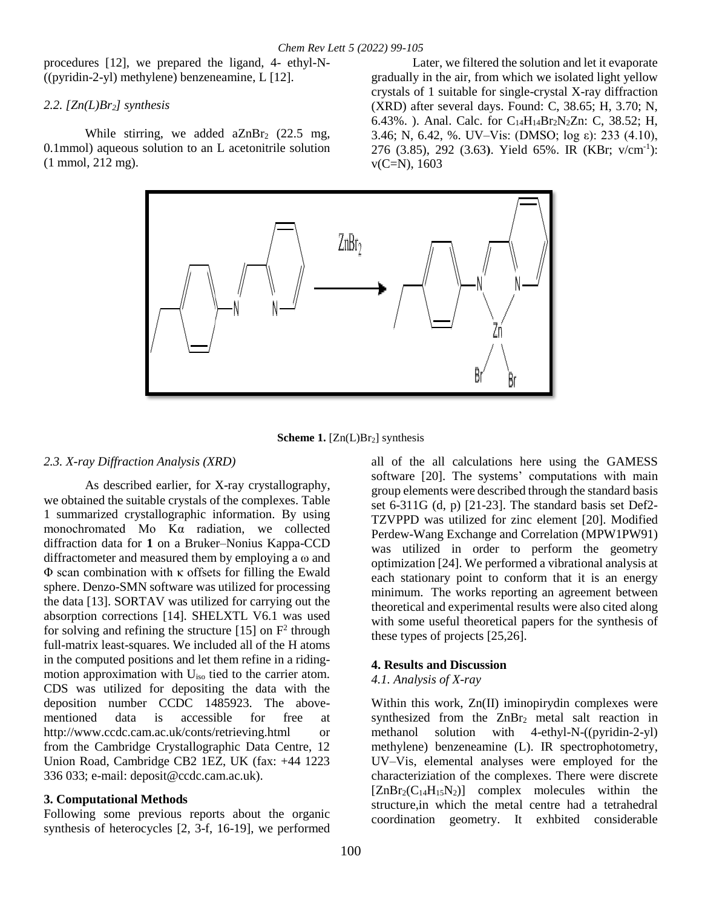procedures [12], we prepared the ligand, 4- ethyl-N-((pyridin-2-yl) methylene) benzeneamine, L [12].

*2.2. [Zn(L)Br$_2$] synthesis*

While stirring, we added a$ZnBr_2$ (22.5 mg, 0.1mmol) aqueous solution to an L acetonitrile solution (1 mmol, 212 mg).

Later, we filtered the solution and let it evaporate gradually in the air, from which we isolated light yellow crystals of 1 suitable for single-crystal X-ray diffraction (XRD) after several days. Found: C, 38.65; H, 3.70; N, 6.43%. ). Anal. Calc. for $C_{14}H_{14}Br_2N_2Zn$: C, 38.52; H, 3.46; N, 6.42, %. UV–Vis: (DMSO; log ε): 233 (4.10), 276 (3.85), 292 (3.63**)**. Yield 65%. IR (KBr; ν/cm$^{-1}$): ν(C=N), 1603

**Scheme 1.** [Zn(L)Br$_2$] synthesis

*2.3. X-ray Diffraction Analysis (XRD)*

As described earlier, for X-ray crystallography, we obtained the suitable crystals of the complexes. Table 1 summarized crystallographic information. By using monochromated Mo Kα radiation, we collected diffraction data for **1** on a Bruker–Nonius Kappa-CCD diffractometer and measured them by employing a ω and Φ scan combination with κ offsets for filling the Ewald sphere. Denzo-SMN software was utilized for processing the data [13]. SORTAV was utilized for carrying out the absorption corrections [14]. SHELXTL V6.1 was used for solving and refining the structure [15] on $F^2$ through full-matrix least-squares. We included all of the H atoms in the computed positions and let them refine in a riding-motion approximation with $U_{iso}$ tied to the carrier atom. CDS was utilized for depositing the data with the deposition number CCDC 1485923. The above-mentioned data is accessible for free at http://www.ccdc.cam.ac.uk/conts/retrieving.html or from the Cambridge Crystallographic Data Centre, 12 Union Road, Cambridge CB2 1EZ, UK (fax: +44 1223 336 033; e-mail: deposit@ccdc.cam.ac.uk).

## 3. Computational Methods

Following some previous reports about the organic synthesis of heterocycles [2, 3-f, 16-19], we performed all of the all calculations here using the GAMESS software [20]. The systems' computations with main group elements were described through the standard basis set 6-311G (d, p) [21-23]. The standard basis set Def2-TZVPPD was utilized for zinc element [20]. Modified Perdew-Wang Exchange and Correlation (MPW1PW91) was utilized in order to perform the geometry optimization [24]. We performed a vibrational analysis at each stationary point to conform that it is an energy minimum. The works reporting an agreement between theoretical and experimental results were also cited along with some useful theoretical papers for the synthesis of these types of projects [25,26].

## 4. Results and Discussion

*4.1. Analysis of X-ray*

Within this work, Zn(II) iminopirydin complexes were synthesized from the $ZnBr_2$ metal salt reaction in methanol solution with 4-ethyl-N-((pyridin-2-yl) methylene) benzeneamine (L). IR spectrophotometry, UV–Vis, elemental analyses were employed for the characteriziation of the complexes. There were discrete [$ZnBr_2(C_{14}H_{15}N_2)$] complex molecules within the structure,in which the metal centre had a tetrahedral coordination geometry. It exhbited considerable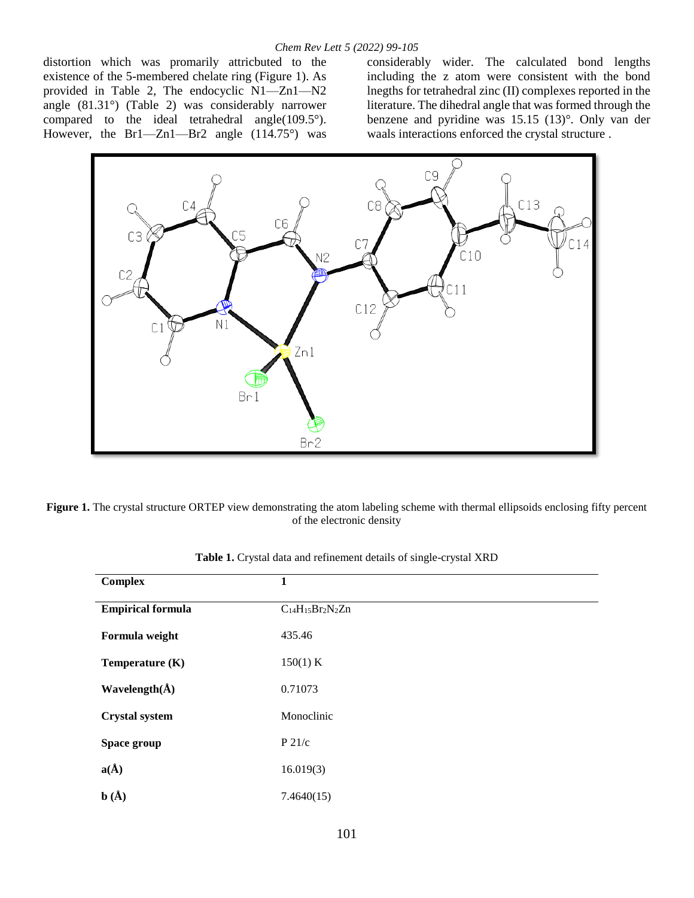distortion which was promarily attricbuted to the existence of the 5-membered chelate ring (Figure 1). As provided in Table 2, The endocyclic N1—Zn1—N2 angle (81.31°) (Table 2) was considerably narrower compared to the ideal tetrahedral angle(109.5°). However, the Br1—Zn1—Br2 angle (114.75°) was considerably wider. The calculated bond lengths including the z atom were consistent with the bond lnegths for tetrahedral zinc (II) complexes reported in the literature. The dihedral angle that was formed through the benzene and pyridine was 15.15 (13)°. Only van der waals interactions enforced the crystal structure .

**Figure 1.** The crystal structure ORTEP view demonstrating the atom labeling scheme with thermal ellipsoids enclosing fifty percent of the electronic density

**Table 1.** Crystal data and refinement details of single-crystal XRD

| **Complex** | **1** |
|---|---|
| **Empirical formula** | $C_{14}H_{15}Br_2N_2Zn$ |
| **Formula weight** | 435.46 |
| **Temperature (K)** | 150(1) K |
| **Wavelength(Å)** | 0.71073 |
| **Crystal system** | Monoclinic |
| **Space group** | P 21/c |
| **a(Å)** | 16.019(3) |
| **b (Å)** | 7.4640(15) |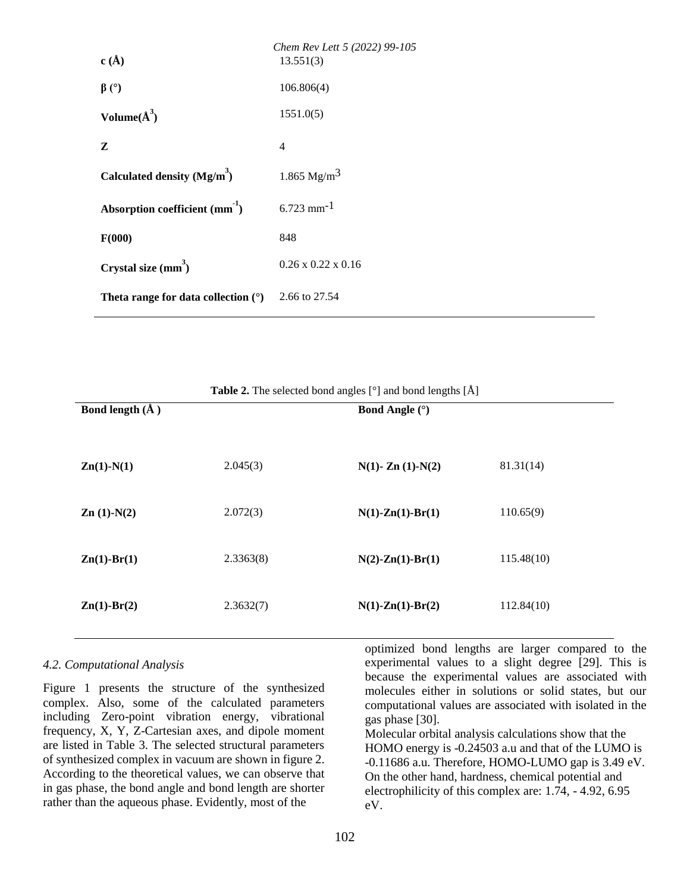| | |
|---|---|
| **c (Å)** | 13.551(3) |
| **β (°)** | 106.806(4) |
| **Volume($Å^3$)** | 1551.0(5) |
| **Z** | 4 |
| **Calculated density ($Mg/m^3$)** | 1.865 $Mg/m^3$ |
| **Absorption coefficient ($mm^{-1}$)** | 6.723 $mm^{-1}$ |
| **F(000)** | 848 |
| **Crystal size ($mm^3$)** | 0.26 x 0.22 x 0.16 |
| **Theta range for data collection (°)** | 2.66 to 27.54 |

**Table 2.** The selected bond angles [°] and bond lengths [Å]

| **Bond length (Å )** | | **Bond Angle (°)** | |
|---|---|---|---|
| **Zn(1)-N(1)** | 2.045(3) | **N(1)- Zn (1)-N(2)** | 81.31(14) |
| **Zn (1)-N(2)** | 2.072(3) | **N(1)-Zn(1)-Br(1)** | 110.65(9) |
| **Zn(1)-Br(1)** | 2.3363(8) | **N(2)-Zn(1)-Br(1)** | 115.48(10) |
| **Zn(1)-Br(2)** | 2.3632(7) | **N(1)-Zn(1)-Br(2)** | 112.84(10) |

### *4.2. Computational Analysis*

Figure 1 presents the structure of the synthesized complex. Also, some of the calculated parameters including Zero-point vibration energy, vibrational frequency, X, Y, Z-Cartesian axes, and dipole moment are listed in Table 3. The selected structural parameters of synthesized complex in vacuum are shown in figure 2. According to the theoretical values, we can observe that in gas phase, the bond angle and bond length are shorter rather than the aqueous phase. Evidently, most of the optimized bond lengths are larger compared to the experimental values to a slight degree [29]. This is because the experimental values are associated with molecules either in solutions or solid states, but our computational values are associated with isolated in the gas phase [30].

Molecular orbital analysis calculations show that the HOMO energy is -0.24503 a.u and that of the LUMO is -0.11686 a.u. Therefore, HOMO-LUMO gap is 3.49 eV. On the other hand, hardness, chemical potential and electrophilicity of this complex are: 1.74, - 4.92, 6.95 eV.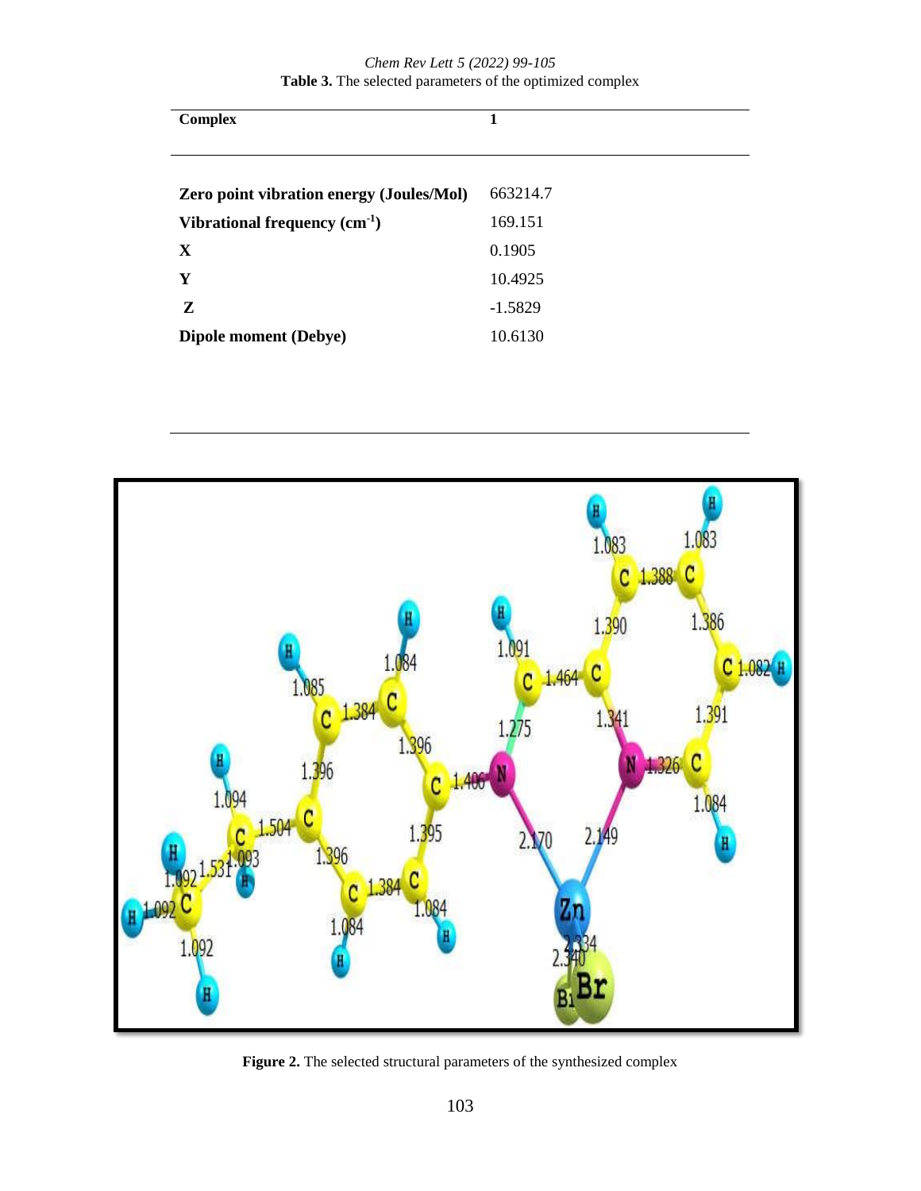**Table 3.** The selected parameters of the optimized complex

| Complex | 1 |
| --- | --- |
| **Zero point vibration energy (Joules/Mol)** | 663214.7 |
| **Vibrational frequency (cm$^{-1}$)** | 169.151 |
| **X** | 0.1905 |
| **Y** | 10.4925 |
| **Z** | -1.5829 |
| **Dipole moment (Debye)** | 10.6130 |

**Figure 2.** The selected structural parameters of the synthesized complex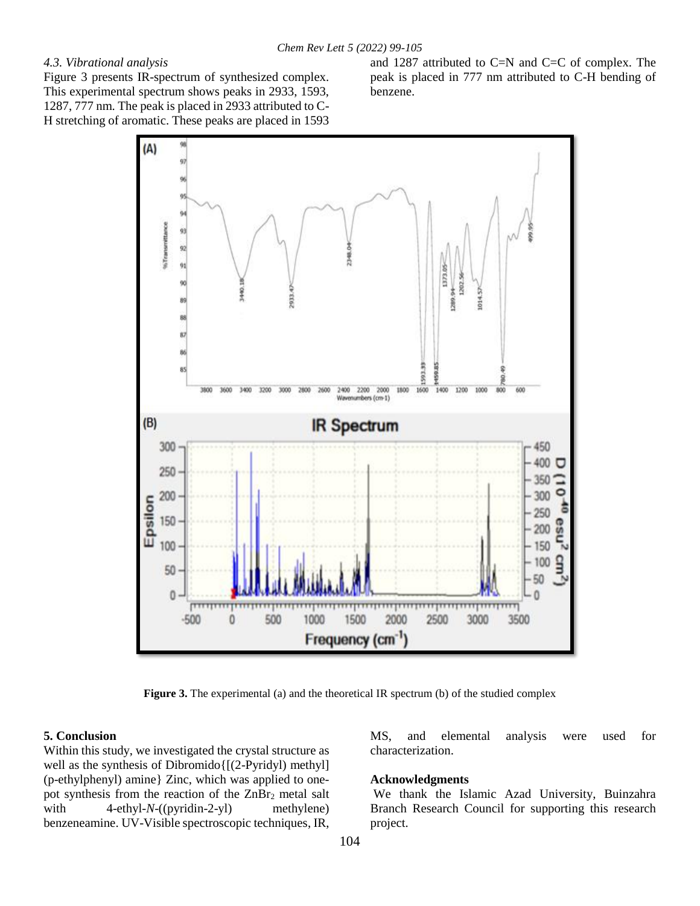### 4.3. Vibrational analysis

Figure 3 presents IR-spectrum of synthesized complex. This experimental spectrum shows peaks in 2933, 1593, 1287, 777 nm. The peak is placed in 2933 attributed to C-H stretching of aromatic. These peaks are placed in 1593 and 1287 attributed to C=N and C=C of complex. The peak is placed in 777 nm attributed to C-H bending of benzene.

**Figure 3.** The experimental (a) and the theoretical IR spectrum (b) of the studied complex

## 5. Conclusion

Within this study, we investigated the crystal structure as well as the synthesis of Dibromido{[(2-Pyridyl) methyl] (p-ethylphenyl) amine} Zinc, which was applied to one-pot synthesis from the reaction of the $ZnBr_2$ metal salt with 4-ethyl-*N*-((pyridin-2-yl) methylene) benzeneamine. UV-Visible spectroscopic techniques, IR, MS, and elemental analysis were used for characterization.

## Acknowledgments

We thank the Islamic Azad University, Buinzahra Branch Research Council for supporting this research project.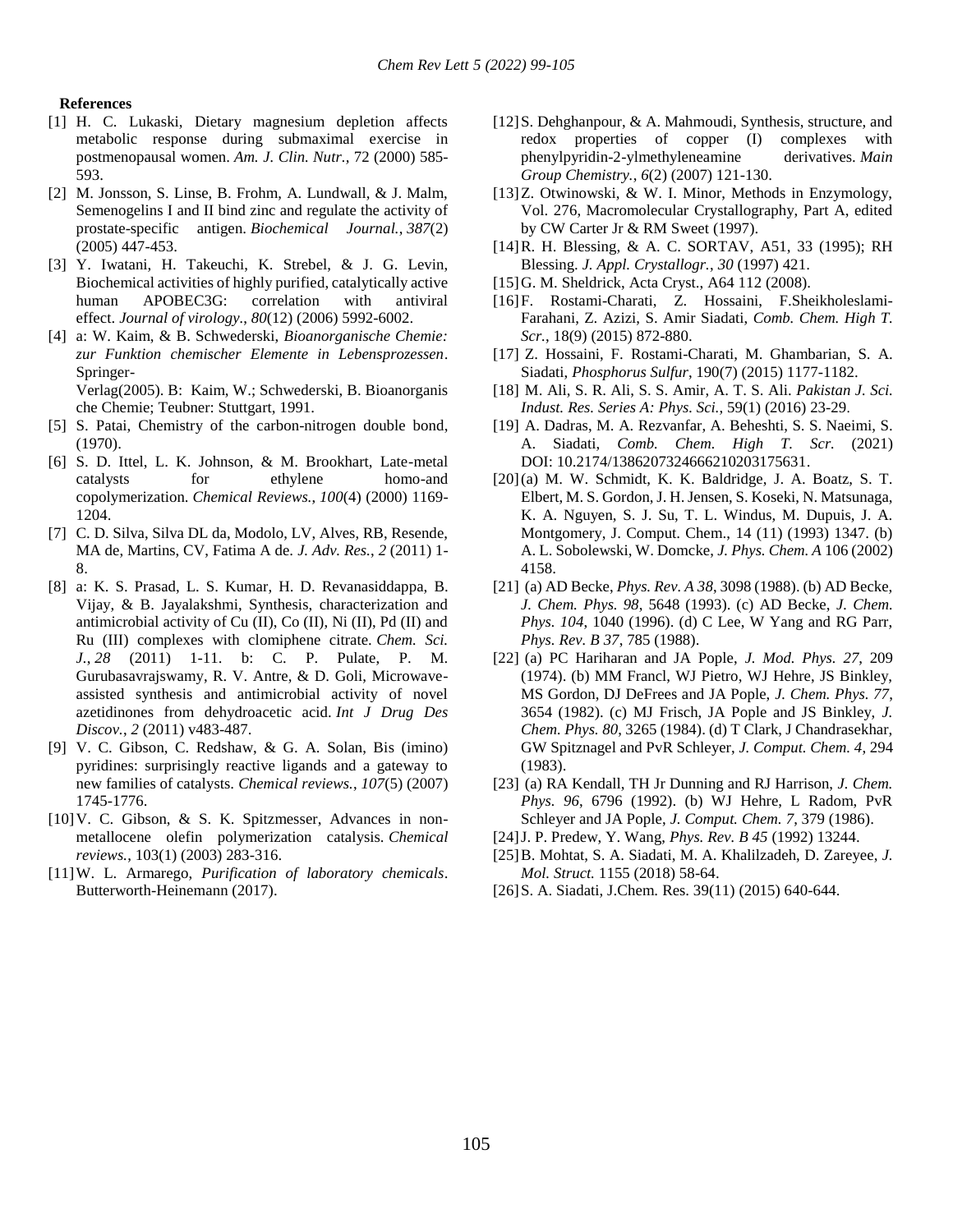**References**

[1] H. C. Lukaski, Dietary magnesium depletion affects metabolic response during submaximal exercise in postmenopausal women. *Am. J. Clin. Nutr.*, 72 (2000) 585-593.

[2] M. Jonsson, S. Linse, B. Frohm, A. Lundwall, & J. Malm, Semenogelins I and II bind zinc and regulate the activity of prostate-specific antigen. *Biochemical Journal.*, *387*(2) (2005) 447-453.

[3] Y. Iwatani, H. Takeuchi, K. Strebel, & J. G. Levin, Biochemical activities of highly purified, catalytically active human APOBEC3G: correlation with antiviral effect. *Journal of virology.*, *80*(12) (2006) 5992-6002.

[4] a: W. Kaim, & B. Schwederski, *Bioanorganische Chemie: zur Funktion chemischer Elemente in Lebensprozessen*. Springer-Verlag(2005). B: Kaim, W.; Schwederski, B. Bioanorganische Chemie; Teubner: Stuttgart, 1991.

[5] S. Patai, Chemistry of the carbon-nitrogen double bond, (1970).

[6] S. D. Ittel, L. K. Johnson, & M. Brookhart, Late-metal catalysts for ethylene homo-and copolymerization. *Chemical Reviews.*, *100*(4) (2000) 1169-1204.

[7] C. D. Silva, Silva DL da, Modolo, LV, Alves, RB, Resende, MA de, Martins, CV, Fatima A de. *J. Adv. Res.*, *2* (2011) 1-8.

[8] a: K. S. Prasad, L. S. Kumar, H. D. Revanasiddappa, B. Vijay, & B. Jayalakshmi, Synthesis, characterization and antimicrobial activity of Cu (II), Co (II), Ni (II), Pd (II) and Ru (III) complexes with clomiphene citrate. *Chem. Sci. J.*, *28* (2011) 1-11. b: C. P. Pulate, P. M. Gurubasavrajswamy, R. V. Antre, & D. Goli, Microwave-assisted synthesis and antimicrobial activity of novel azetidinones from dehydroacetic acid. *Int J Drug Des Discov.*, *2* (2011) v483-487.

[9] V. C. Gibson, C. Redshaw, & G. A. Solan, Bis (imino) pyridines: surprisingly reactive ligands and a gateway to new families of catalysts. *Chemical reviews.*, *107*(5) (2007) 1745-1776.

[10] V. C. Gibson, & S. K. Spitzmesser, Advances in non-metallocene olefin polymerization catalysis. *Chemical reviews.*, 103(1) (2003) 283-316.

[11] W. L. Armarego, *Purification of laboratory chemicals*. Butterworth-Heinemann (2017).

[12] S. Dehghanpour, & A. Mahmoudi, Synthesis, structure, and redox properties of copper (I) complexes with phenylpyridin-2-ylmethyleneamine derivatives. *Main Group Chemistry.*, *6*(2) (2007) 121-130.

[13] Z. Otwinowski, & W. I. Minor, Methods in Enzymology, Vol. 276, Macromolecular Crystallography, Part A, edited by CW Carter Jr & RM Sweet (1997).

[14] R. H. Blessing, & A. C. SORTAV, A51, 33 (1995); RH Blessing. *J. Appl. Crystallogr.*, *30* (1997) 421.

[15] G. M. Sheldrick, Acta Cryst., A64 112 (2008).

[16] F. Rostami-Charati, Z. Hossaini, F.Sheikholeslami-Farahani, Z. Azizi, S. Amir Siadati, *Comb. Chem. High T. Scr.*, 18(9) (2015) 872-880.

[17] Z. Hossaini, F. Rostami-Charati, M. Ghambarian, S. A. Siadati, *Phosphorus Sulfur*, 190(7) (2015) 1177-1182.

[18] M. Ali, S. R. Ali, S. S. Amir, A. T. S. Ali. *Pakistan J. Sci. Indust. Res. Series A: Phys. Sci.*, 59(1) (2016) 23-29.

[19] A. Dadras, M. A. Rezvanfar, A. Beheshti, S. S. Naeimi, S. A. Siadati, *Comb. Chem. High T. Scr.* (2021) DOI: 10.2174/1386207324666210203175631.

[20] (a) M. W. Schmidt, K. K. Baldridge, J. A. Boatz, S. T. Elbert, M. S. Gordon, J. H. Jensen, S. Koseki, N. Matsunaga, K. A. Nguyen, S. J. Su, T. L. Windus, M. Dupuis, J. A. Montgomery, J. Comput. Chem., 14 (11) (1993) 1347. (b) A. L. Sobolewski, W. Domcke, *J. Phys. Chem. A* 106 (2002) 4158.

[21] (a) AD Becke, *Phys. Rev. A 38*, 3098 (1988). (b) AD Becke, *J. Chem. Phys. 98*, 5648 (1993). (c) AD Becke, *J. Chem. Phys. 104*, 1040 (1996). (d) C Lee, W Yang and RG Parr, *Phys. Rev. B 37*, 785 (1988).

[22] (a) PC Hariharan and JA Pople, *J. Mod. Phys. 27*, 209 (1974). (b) MM Francl, WJ Pietro, WJ Hehre, JS Binkley, MS Gordon, DJ DeFrees and JA Pople, *J. Chem. Phys. 77*, 3654 (1982). (c) MJ Frisch, JA Pople and JS Binkley, *J. Chem. Phys. 80*, 3265 (1984). (d) T Clark, J Chandrasekhar, GW Spitznagel and PvR Schleyer, *J. Comput. Chem. 4*, 294 (1983).

[23] (a) RA Kendall, TH Jr Dunning and RJ Harrison, *J. Chem. Phys. 96*, 6796 (1992). (b) WJ Hehre, L Radom, PvR Schleyer and JA Pople, *J. Comput. Chem. 7*, 379 (1986).

[24] J. P. Predew, Y. Wang, *Phys. Rev. B 45* (1992) 13244.

[25] B. Mohtat, S. A. Siadati, M. A. Khalilzadeh, D. Zareyee, *J. Mol. Struct.* 1155 (2018) 58-64.

[26] S. A. Siadati, J.Chem. Res. 39(11) (2015) 640-644.